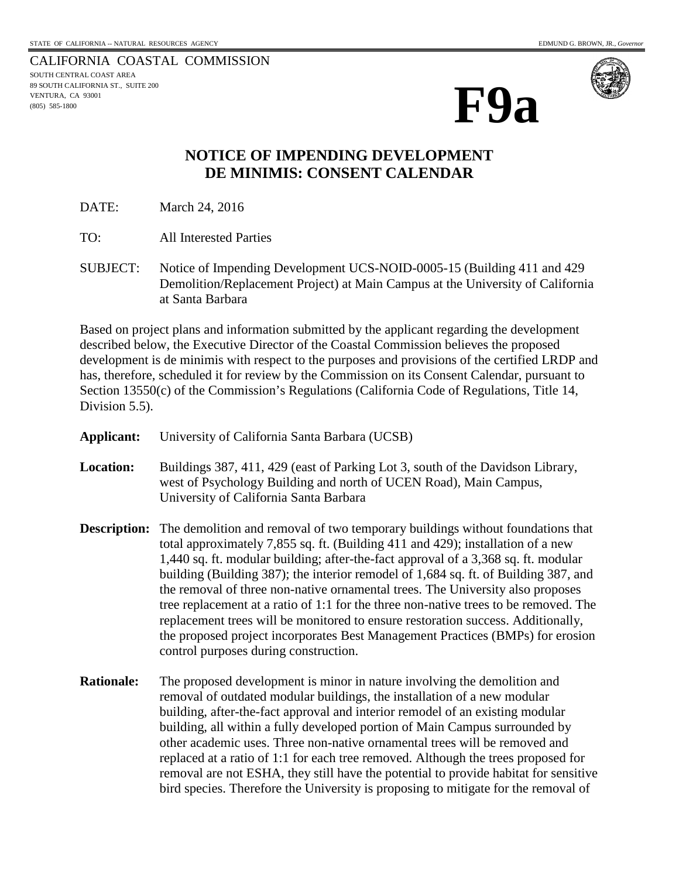STATE OF CALIFORNIA -- NATURAL RESOURCES AGENCY

EDMUND G. BROWN, JR., *Governor*

CALIFORNIA COASTAL COMMISSION
SOUTH CENTRAL COAST AREA
89 SOUTH CALIFORNIA ST., SUITE 200
VENTURA, CA 93001
(805) 585-1800

# F9a

## NOTICE OF IMPENDING DEVELOPMENT
## DE MINIMIS: CONSENT CALENDAR

DATE: March 24, 2016

TO: All Interested Parties

SUBJECT: Notice of Impending Development UCS-NOID-0005-15 (Building 411 and 429 Demolition/Replacement Project) at Main Campus at the University of California at Santa Barbara

Based on project plans and information submitted by the applicant regarding the development described below, the Executive Director of the Coastal Commission believes the proposed development is de minimis with respect to the purposes and provisions of the certified LRDP and has, therefore, scheduled it for review by the Commission on its Consent Calendar, pursuant to Section 13550(c) of the Commission's Regulations (California Code of Regulations, Title 14, Division 5.5).

**Applicant:** University of California Santa Barbara (UCSB)

**Location:** Buildings 387, 411, 429 (east of Parking Lot 3, south of the Davidson Library, west of Psychology Building and north of UCEN Road), Main Campus, University of California Santa Barbara

**Description:** The demolition and removal of two temporary buildings without foundations that total approximately 7,855 sq. ft. (Building 411 and 429); installation of a new 1,440 sq. ft. modular building; after-the-fact approval of a 3,368 sq. ft. modular building (Building 387); the interior remodel of 1,684 sq. ft. of Building 387, and the removal of three non-native ornamental trees. The University also proposes tree replacement at a ratio of 1:1 for the three non-native trees to be removed. The replacement trees will be monitored to ensure restoration success. Additionally, the proposed project incorporates Best Management Practices (BMPs) for erosion control purposes during construction.

**Rationale:** The proposed development is minor in nature involving the demolition and removal of outdated modular buildings, the installation of a new modular building, after-the-fact approval and interior remodel of an existing modular building, all within a fully developed portion of Main Campus surrounded by other academic uses. Three non-native ornamental trees will be removed and replaced at a ratio of 1:1 for each tree removed. Although the trees proposed for removal are not ESHA, they still have the potential to provide habitat for sensitive bird species. Therefore the University is proposing to mitigate for the removal of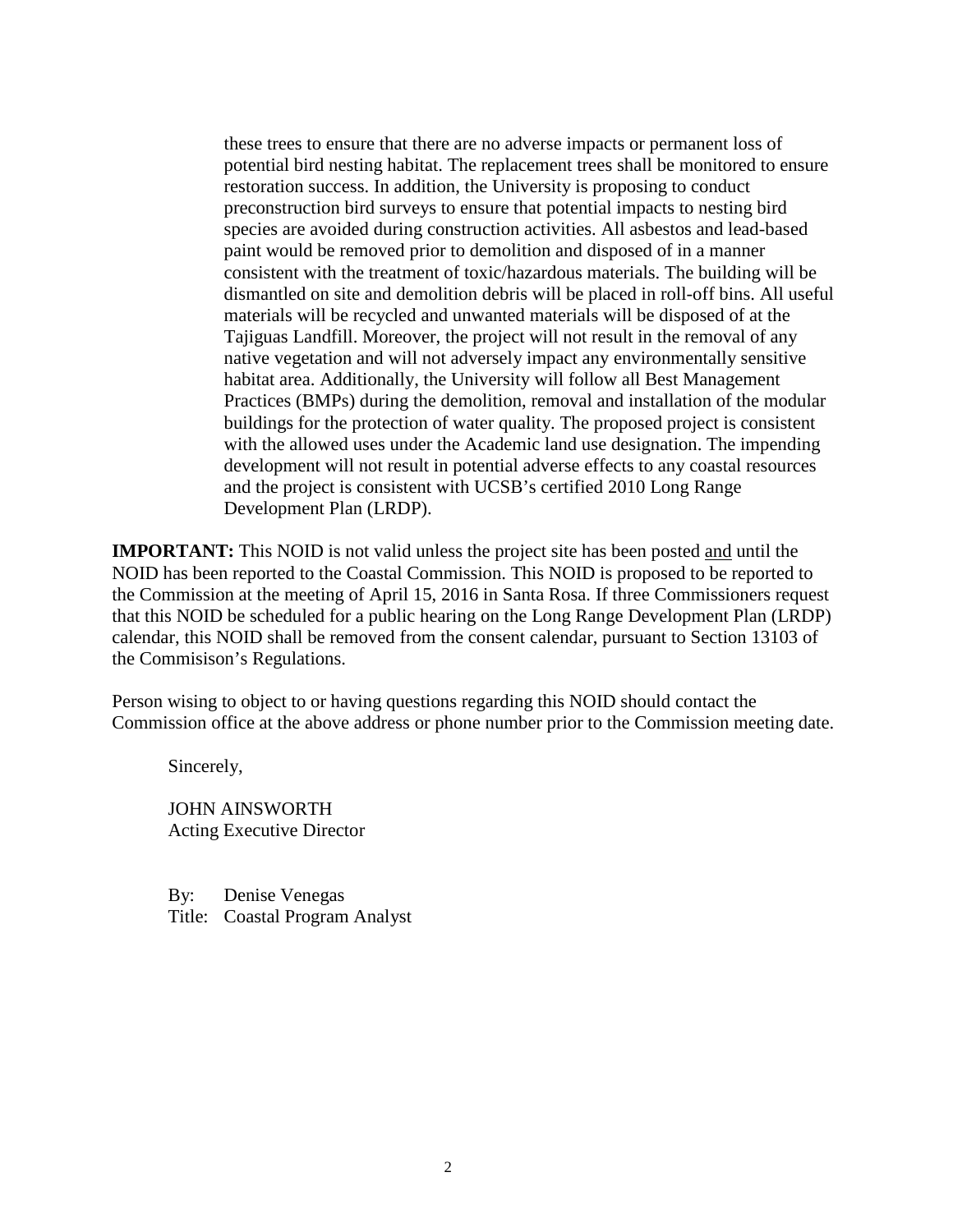these trees to ensure that there are no adverse impacts or permanent loss of potential bird nesting habitat. The replacement trees shall be monitored to ensure restoration success. In addition, the University is proposing to conduct preconstruction bird surveys to ensure that potential impacts to nesting bird species are avoided during construction activities. All asbestos and lead-based paint would be removed prior to demolition and disposed of in a manner consistent with the treatment of toxic/hazardous materials. The building will be dismantled on site and demolition debris will be placed in roll-off bins. All useful materials will be recycled and unwanted materials will be disposed of at the Tajiguas Landfill. Moreover, the project will not result in the removal of any native vegetation and will not adversely impact any environmentally sensitive habitat area. Additionally, the University will follow all Best Management Practices (BMPs) during the demolition, removal and installation of the modular buildings for the protection of water quality. The proposed project is consistent with the allowed uses under the Academic land use designation. The impending development will not result in potential adverse effects to any coastal resources and the project is consistent with UCSB's certified 2010 Long Range Development Plan (LRDP).

**IMPORTANT:** This NOID is not valid unless the project site has been posted and until the NOID has been reported to the Coastal Commission. This NOID is proposed to be reported to the Commission at the meeting of April 15, 2016 in Santa Rosa. If three Commissioners request that this NOID be scheduled for a public hearing on the Long Range Development Plan (LRDP) calendar, this NOID shall be removed from the consent calendar, pursuant to Section 13103 of the Commisison's Regulations.

Person wising to object to or having questions regarding this NOID should contact the Commission office at the above address or phone number prior to the Commission meeting date.

Sincerely,

JOHN AINSWORTH
Acting Executive Director

By: Denise Venegas
Title: Coastal Program Analyst